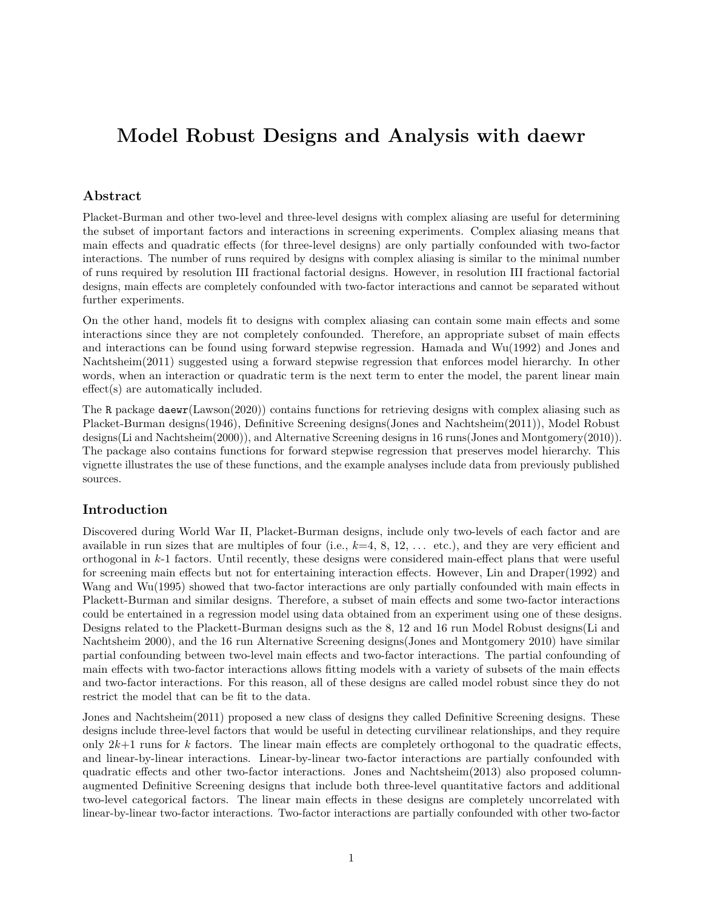# Model Robust Designs and Analysis with daewr

## Abstract

Placket-Burman and other two-level and three-level designs with complex aliasing are useful for determining the subset of important factors and interactions in screening experiments. Complex aliasing means that main effects and quadratic effects (for three-level designs) are only partially confounded with two-factor interactions. The number of runs required by designs with complex aliasing is similar to the minimal number of runs required by resolution III fractional factorial designs. However, in resolution III fractional factorial designs, main effects are completely confounded with two-factor interactions and cannot be separated without further experiments.

On the other hand, models fit to designs with complex aliasing can contain some main effects and some interactions since they are not completely confounded. Therefore, an appropriate subset of main effects and interactions can be found using forward stepwise regression. Hamada and Wu(1992) and Jones and Nachtsheim(2011) suggested using a forward stepwise regression that enforces model hierarchy. In other words, when an interaction or quadratic term is the next term to enter the model, the parent linear main effect(s) are automatically included.

The `R` package `daewr`(Lawson(2020)) contains functions for retrieving designs with complex aliasing such as Placket-Burman designs(1946), Definitive Screening designs(Jones and Nachtsheim(2011)), Model Robust designs(Li and Nachtsheim(2000)), and Alternative Screening designs in 16 runs(Jones and Montgomery(2010)). The package also contains functions for forward stepwise regression that preserves model hierarchy. This vignette illustrates the use of these functions, and the example analyses include data from previously published sources.

## Introduction

Discovered during World War II, Placket-Burman designs, include only two-levels of each factor and are available in run sizes that are multiples of four (i.e., $k$=4, 8, 12, ... etc.), and they are very efficient and orthogonal in $k$-1 factors. Until recently, these designs were considered main-effect plans that were useful for screening main effects but not for entertaining interaction effects. However, Lin and Draper(1992) and Wang and Wu(1995) showed that two-factor interactions are only partially confounded with main effects in Plackett-Burman and similar designs. Therefore, a subset of main effects and some two-factor interactions could be entertained in a regression model using data obtained from an experiment using one of these designs. Designs related to the Plackett-Burman designs such as the 8, 12 and 16 run Model Robust designs(Li and Nachtsheim 2000), and the 16 run Alternative Screening designs(Jones and Montgomery 2010) have similar partial confounding between two-level main effects and two-factor interactions. The partial confounding of main effects with two-factor interactions allows fitting models with a variety of subsets of the main effects and two-factor interactions. For this reason, all of these designs are called model robust since they do not restrict the model that can be fit to the data.

Jones and Nachtsheim(2011) proposed a new class of designs they called Definitive Screening designs. These designs include three-level factors that would be useful in detecting curvilinear relationships, and they require only $2k$+1 runs for $k$ factors. The linear main effects are completely orthogonal to the quadratic effects, and linear-by-linear interactions. Linear-by-linear two-factor interactions are partially confounded with quadratic effects and other two-factor interactions. Jones and Nachtsheim(2013) also proposed column-augmented Definitive Screening designs that include both three-level quantitative factors and additional two-level categorical factors. The linear main effects in these designs are completely uncorrelated with linear-by-linear two-factor interactions. Two-factor interactions are partially confounded with other two-factor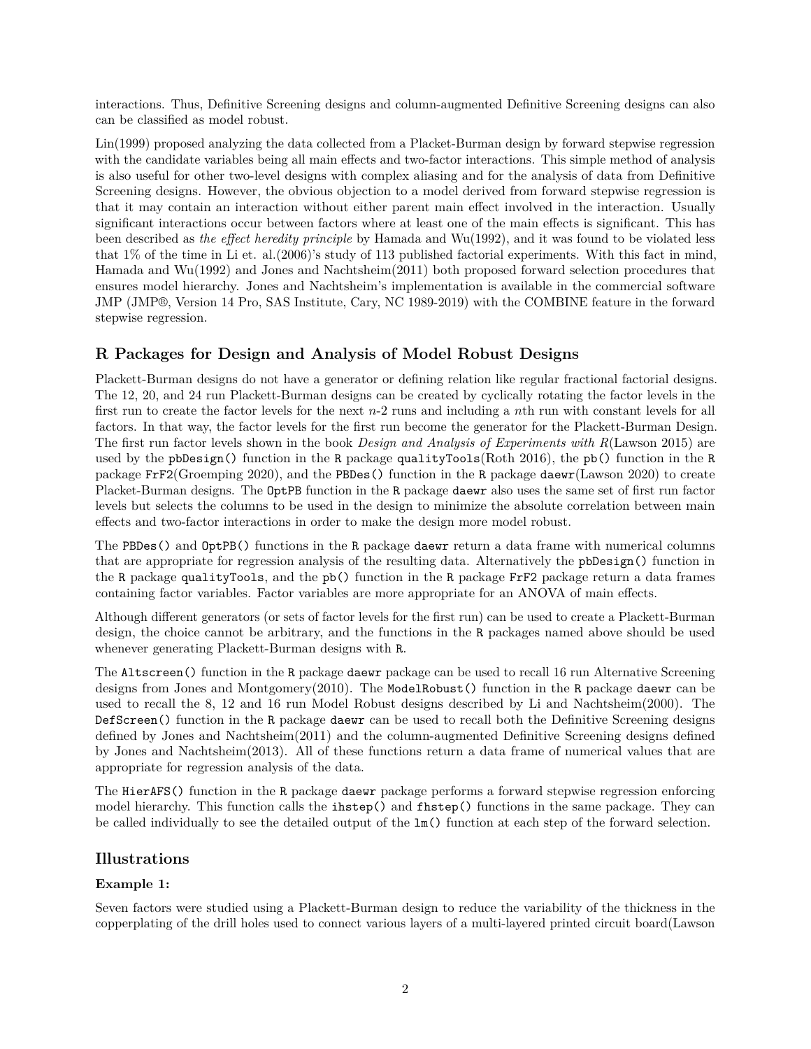interactions. Thus, Definitive Screening designs and column-augmented Definitive Screening designs can also can be classified as model robust.

Lin(1999) proposed analyzing the data collected from a Placket-Burman design by forward stepwise regression with the candidate variables being all main effects and two-factor interactions. This simple method of analysis is also useful for other two-level designs with complex aliasing and for the analysis of data from Definitive Screening designs. However, the obvious objection to a model derived from forward stepwise regression is that it may contain an interaction without either parent main effect involved in the interaction. Usually significant interactions occur between factors where at least one of the main effects is significant. This has been described as *the effect heredity principle* by Hamada and Wu(1992), and it was found to be violated less that 1% of the time in Li et. al.(2006)'s study of 113 published factorial experiments. With this fact in mind, Hamada and Wu(1992) and Jones and Nachtsheim(2011) both proposed forward selection procedures that ensures model hierarchy. Jones and Nachtsheim's implementation is available in the commercial software JMP (JMP®, Version 14 Pro, SAS Institute, Cary, NC 1989-2019) with the COMBINE feature in the forward stepwise regression.

## R Packages for Design and Analysis of Model Robust Designs

Plackett-Burman designs do not have a generator or defining relation like regular fractional factorial designs. The 12, 20, and 24 run Plackett-Burman designs can be created by cyclically rotating the factor levels in the first run to create the factor levels for the next $n$-2 runs and including a $n$th run with constant levels for all factors. In that way, the factor levels for the first run become the generator for the Plackett-Burman Design. The first run factor levels shown in the book *Design and Analysis of Experiments with R*(Lawson 2015) are used by the `pbDesign()` function in the `R` package `qualityTools`(Roth 2016), the `pb()` function in the `R` package `FrF2`(Groemping 2020), and the `PBDes()` function in the `R` package `daewr`(Lawson 2020) to create Placket-Burman designs. The `OptPB` function in the `R` package `daewr` also uses the same set of first run factor levels but selects the columns to be used in the design to minimize the absolute correlation between main effects and two-factor interactions in order to make the design more model robust.

The `PBDes()` and `OptPB()` functions in the `R` package `daewr` return a data frame with numerical columns that are appropriate for regression analysis of the resulting data. Alternatively the `pbDesign()` function in the `R` package `qualityTools`, and the `pb()` function in the `R` package `FrF2` package return a data frames containing factor variables. Factor variables are more appropriate for an ANOVA of main effects.

Although different generators (or sets of factor levels for the first run) can be used to create a Plackett-Burman design, the choice cannot be arbitrary, and the functions in the `R` packages named above should be used whenever generating Plackett-Burman designs with `R`.

The `Altscreen()` function in the `R` package `daewr` package can be used to recall 16 run Alternative Screening designs from Jones and Montgomery(2010). The `ModelRobust()` function in the `R` package `daewr` can be used to recall the 8, 12 and 16 run Model Robust designs described by Li and Nachtsheim(2000). The `DefScreen()` function in the `R` package `daewr` can be used to recall both the Definitive Screening designs defined by Jones and Nachtsheim(2011) and the column-augmented Definitive Screening designs defined by Jones and Nachtsheim(2013). All of these functions return a data frame of numerical values that are appropriate for regression analysis of the data.

The `HierAFS()` function in the `R` package `daewr` package performs a forward stepwise regression enforcing model hierarchy. This function calls the `ihstep()` and `fhstep()` functions in the same package. They can be called individually to see the detailed output of the `lm()` function at each step of the forward selection.

## Illustrations

### Example 1:

Seven factors were studied using a Plackett-Burman design to reduce the variability of the thickness in the copperplating of the drill holes used to connect various layers of a multi-layered printed circuit board(Lawson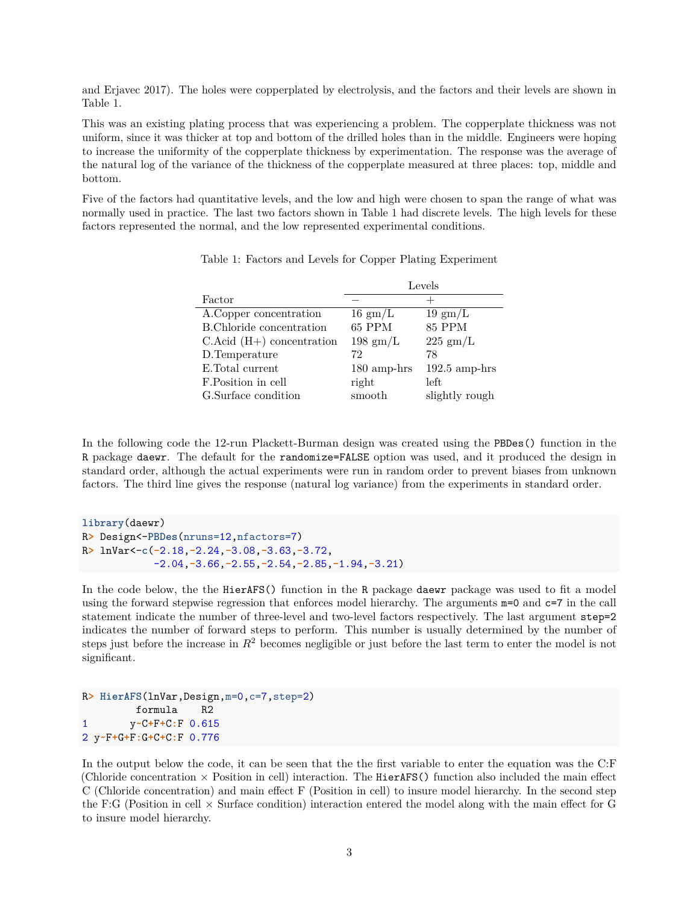and Erjavec 2017). The holes were copperplated by electrolysis, and the factors and their levels are shown in Table 1.

This was an existing plating process that was experiencing a problem. The copperplate thickness was not uniform, since it was thicker at top and bottom of the drilled holes than in the middle. Engineers were hoping to increase the uniformity of the copperplate thickness by experimentation. The response was the average of the natural log of the variance of the thickness of the copperplate measured at three places: top, middle and bottom.

Five of the factors had quantitative levels, and the low and high were chosen to span the range of what was normally used in practice. The last two factors shown in Table 1 had discrete levels. The high levels for these factors represented the normal, and the low represented experimental conditions.

Table 1: Factors and Levels for Copper Plating Experiment

| | Levels | |
|---|---|---|
| Factor | − | + |
| A.Copper concentration | 16 gm/L | 19 gm/L |
| B.Chloride concentration | 65 PPM | 85 PPM |
| C.Acid (H+) concentration | 198 gm/L | 225 gm/L |
| D.Temperature | 72 | 78 |
| E.Total current | 180 amp-hrs | 192.5 amp-hrs |
| F.Position in cell | right | left |
| G.Surface condition | smooth | slightly rough |

In the following code the 12-run Plackett-Burman design was created using the `PBDes()` function in the `R` package `daewr`. The default for the `randomize=FALSE` option was used, and it produced the design in standard order, although the actual experiments were run in random order to prevent biases from unknown factors. The third line gives the response (natural log variance) from the experiments in standard order.

```
library(daewr)
R> Design<-PBDes(nruns=12,nfactors=7)
R> lnVar<-c(-2.18,-2.24,-3.08,-3.63,-3.72,
           -2.04,-3.66,-2.55,-2.54,-2.85,-1.94,-3.21)
```

In the code below, the the `HierAFS()` function in the `R` package `daewr` package was used to fit a model using the forward stepwise regression that enforces model hierarchy. The arguments `m=0` and `c=7` in the call statement indicate the number of three-level and two-level factors respectively. The last argument `step=2` indicates the number of forward steps to perform. This number is usually determined by the number of steps just before the increase in $R^2$ becomes negligible or just before the last term to enter the model is not significant.

```
R> HierAFS(lnVar,Design,m=0,c=7,step=2)
        formula    R2
1       y~C+F+C:F 0.615
2 y~F+G+F:G+C+C:F 0.776
```

In the output below the code, it can be seen that the the first variable to enter the equation was the C:F (Chloride concentration × Position in cell) interaction. The `HierAFS()` function also included the main effect C (Chloride concentration) and main effect F (Position in cell) to insure model hierarchy. In the second step the F:G (Position in cell × Surface condition) interaction entered the model along with the main effect for G to insure model hierarchy.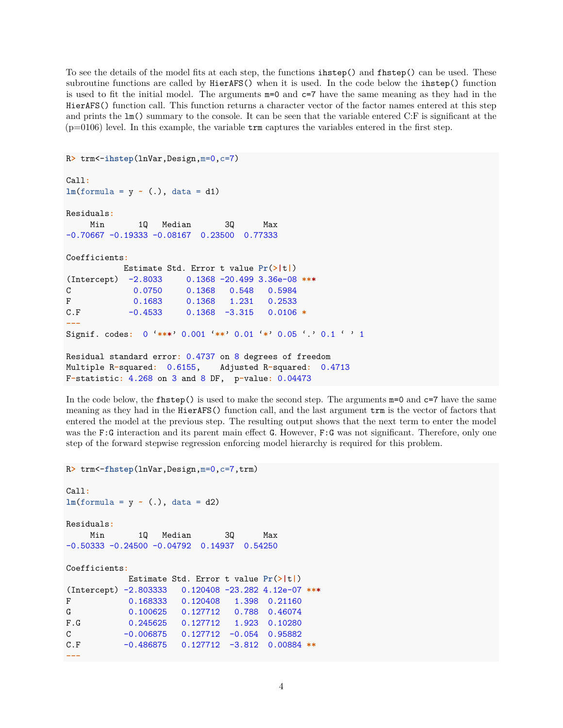To see the details of the model fits at each step, the functions `ihstep()` and `fhstep()` can be used. These subroutine functions are called by `HierAFS()` when it is used. In the code below the `ihstep()` function is used to fit the initial model. The arguments `m=0` and `c=7` have the same meaning as they had in the `HierAFS()` function call. This function returns a character vector of the factor names entered at this step and prints the `lm()` summary to the console. It can be seen that the variable entered C:F is significant at the (p=0106) level. In this example, the variable `trm` captures the variables entered in the first step.

```
R> trm<-ihstep(lnVar,Design,m=0,c=7)

Call:
lm(formula = y ~ (.), data = d1)

Residuals:
     Min       1Q   Median       3Q      Max 
-0.70667 -0.19333 -0.08167  0.23500  0.77333 

Coefficients:
            Estimate Std. Error t value Pr(>|t|)    
(Intercept)  -2.8033     0.1368 -20.499 3.36e-08 ***
C             0.0750     0.1368   0.548   0.5984    
F             0.1683     0.1368   1.231   0.2533    
C.F          -0.4533     0.1368  -3.315   0.0106 *  
---
Signif. codes:  0 '***' 0.001 '**' 0.01 '*' 0.05 '.' 0.1 ' ' 1

Residual standard error: 0.4737 on 8 degrees of freedom
Multiple R-squared:  0.6155,	Adjusted R-squared:  0.4713 
F-statistic: 4.268 on 3 and 8 DF,  p-value: 0.04473
```

In the code below, the `fhstep()` is used to make the second step. The arguments `m=0` and `c=7` have the same meaning as they had in the `HierAFS()` function call, and the last argument `trm` is the vector of factors that entered the model at the previous step. The resulting output shows that the next term to enter the model was the `F:G` interaction and its parent main effect `G`. However, `F:G` was not significant. Therefore, only one step of the forward stepwise regression enforcing model hierarchy is required for this problem.

```
R> trm<-fhstep(lnVar,Design,m=0,c=7,trm)

Call:
lm(formula = y ~ (.), data = d2)

Residuals:
     Min       1Q   Median       3Q      Max 
-0.50333 -0.24500 -0.04792  0.14937  0.54250 

Coefficients:
             Estimate Std. Error t value Pr(>|t|)    
(Intercept) -2.803333   0.120408 -23.282 4.12e-07 ***
F            0.168333   0.120408   1.398  0.21160    
G            0.100625   0.127712   0.788  0.46074    
F.G          0.245625   0.127712   1.923  0.10280    
C           -0.006875   0.127712  -0.054  0.95882    
C.F         -0.486875   0.127712  -3.812  0.00884 ** 
---
```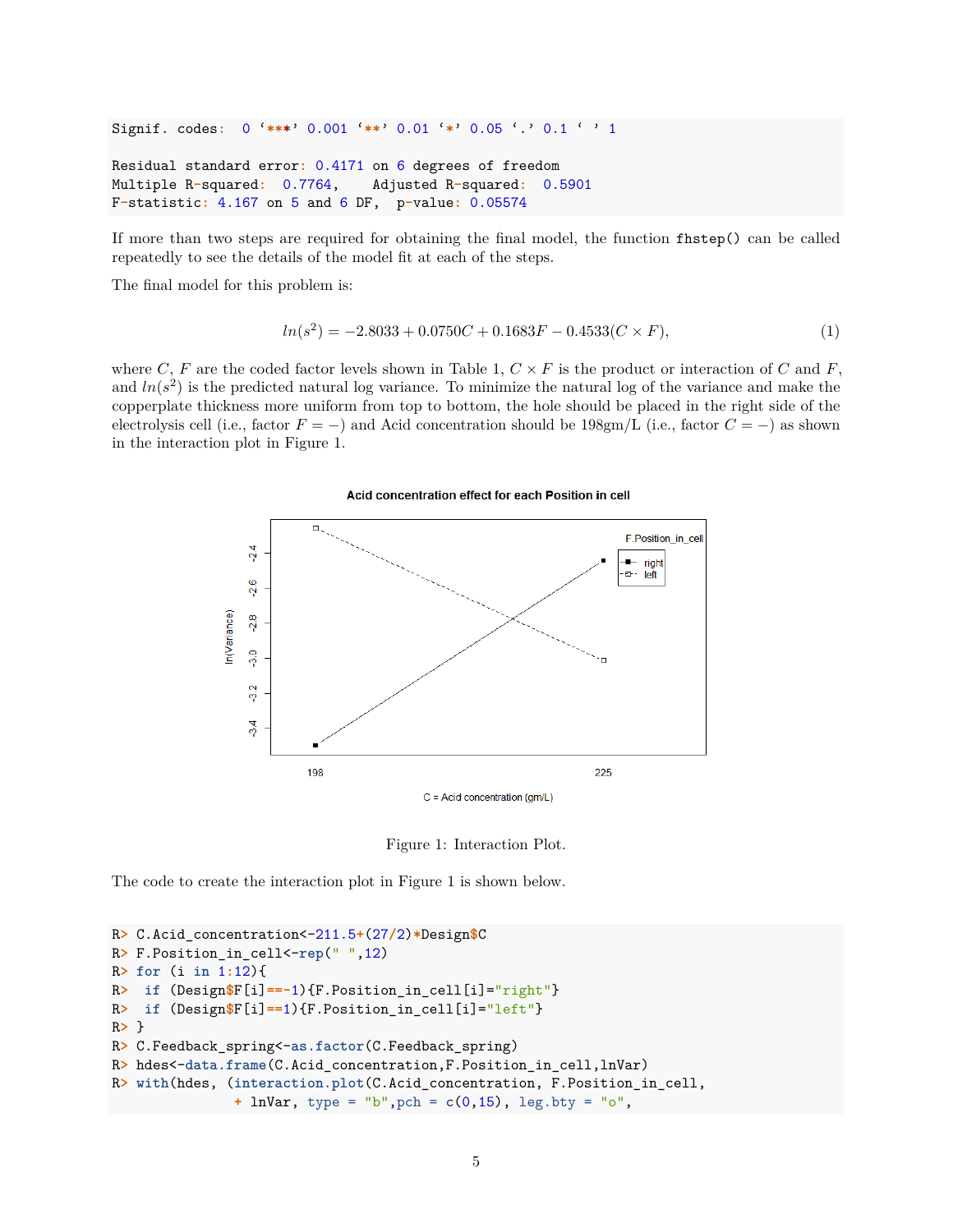```
Signif. codes:  0 '***' 0.001 '**' 0.01 '*' 0.05 '.' 0.1 ' ' 1

Residual standard error: 0.4171 on 6 degrees of freedom
Multiple R-squared:  0.7764,	Adjusted R-squared:  0.5901
F-statistic: 4.167 on 5 and 6 DF,  p-value: 0.05574
```

If more than two steps are required for obtaining the final model, the function `fhstep()` can be called repeatedly to see the details of the model fit at each of the steps.

The final model for this problem is:

$$ln(s^2) = -2.8033 + 0.0750C + 0.1683F - 0.4533(C \times F), \tag{1}$$

where $C$, $F$ are the coded factor levels shown in Table 1, $C \times F$ is the product or interaction of $C$ and $F$, and $ln(s^2)$ is the predicted natural log variance. To minimize the natural log of the variance and make the copperplate thickness more uniform from top to bottom, the hole should be placed in the right side of the electrolysis cell (i.e., factor $F = -$) and Acid concentration should be 198gm/L (i.e., factor $C = -$) as shown in the interaction plot in Figure 1.

Figure 1: Interaction Plot.

The code to create the interaction plot in Figure 1 is shown below.

```
R> C.Acid_concentration<-211.5+(27/2)*Design$C
R> F.Position_in_cell<-rep(" ",12)
R> for (i in 1:12){
R>  if (Design$F[i]==-1){F.Position_in_cell[i]="right"}
R>  if (Design$F[i]==1){F.Position_in_cell[i]="left"}
R> }
R> C.Feedback_spring<-as.factor(C.Feedback_spring)
R> hdes<-data.frame(C.Acid_concentration,F.Position_in_cell,lnVar)
R> with(hdes, (interaction.plot(C.Acid_concentration, F.Position_in_cell,
            + lnVar, type = "b",pch = c(0,15), leg.bty = "o",
```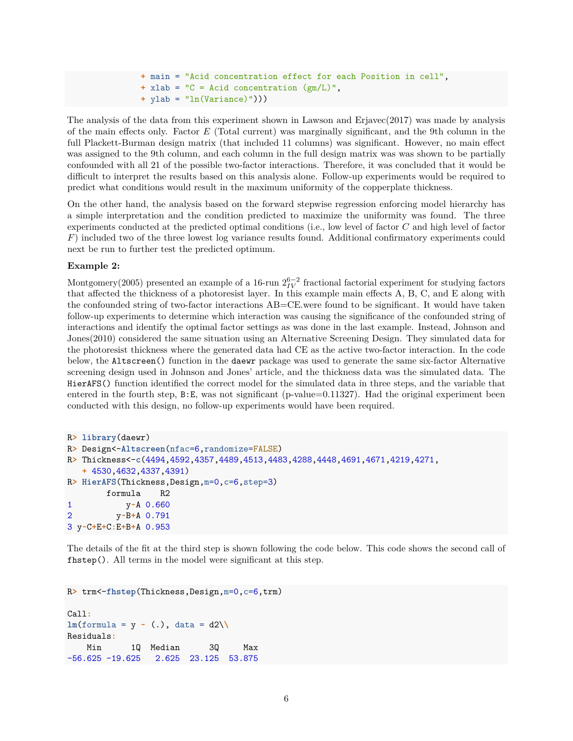```
              + main = "Acid concentration effect for each Position in cell",
              + xlab = "C = Acid concentration (gm/L)",
              + ylab = "ln(Variance)")))
```

The analysis of the data from this experiment shown in Lawson and Erjavec(2017) was made by analysis of the main effects only. Factor $E$ (Total current) was marginally significant, and the 9th column in the full Plackett-Burman design matrix (that included 11 columns) was significant. However, no main effect was assigned to the 9th column, and each column in the full design matrix was was shown to be partially confounded with all 21 of the possible two-factor interactions. Therefore, it was concluded that it would be difficult to interpret the results based on this analysis alone. Follow-up experiments would be required to predict what conditions would result in the maximum uniformity of the copperplate thickness.

On the other hand, the analysis based on the forward stepwise regression enforcing model hierarchy has a simple interpretation and the condition predicted to maximize the uniformity was found. The three experiments conducted at the predicted optimal conditions (i.e., low level of factor $C$ and high level of factor $F$) included two of the three lowest log variance results found. Additional confirmatory experiments could next be run to further test the predicted optimum.

**Example 2:**

Montgomery(2005) presented an example of a 16-run $2^{6-2}_{IV}$ fractional factorial experiment for studying factors that affected the thickness of a photoresist layer. In this example main effects A, B, C, and E along with the confounded string of two-factor interactions AB=CE.were found to be significant. It would have taken follow-up experiments to determine which interaction was causing the significance of the confounded string of interactions and identify the optimal factor settings as was done in the last example. Instead, Johnson and Jones(2010) considered the same situation using an Alternative Screening Design. They simulated data for the photoresist thickness where the generated data had CE as the active two-factor interaction. In the code below, the `Altscreen()` function in the `daewr` package was used to generate the same six-factor Alternative screening design used in Johnson and Jones' article, and the thickness data was the simulated data. The `HierAFS()` function identified the correct model for the simulated data in three steps, and the variable that entered in the fourth step, `B:E`, was not significant (p-value=0.11327). Had the original experiment been conducted with this design, no follow-up experiments would have been required.

```
R> library(daewr)
R> Design<-Altscreen(nfac=6,randomize=FALSE)
R> Thickness<-c(4494,4592,4357,4489,4513,4483,4288,4448,4691,4671,4219,4271,
   + 4530,4632,4337,4391)
R> HierAFS(Thickness,Design,m=0,c=6,step=3)
        formula    R2
1           y~A 0.660
2         y~B+A 0.791
3 y~C+E+C:E+B+A 0.953
```

The details of the fit at the third step is shown following the code below. This code shows the second call of `fhstep()`. All terms in the model were significant at this step.

```
R> trm<-fhstep(Thickness,Design,m=0,c=6,trm)

Call:
lm(formula = y ~ (.), data = d2\\
Residuals:
    Min      1Q  Median      3Q     Max
-56.625 -19.625   2.625  23.125  53.875
```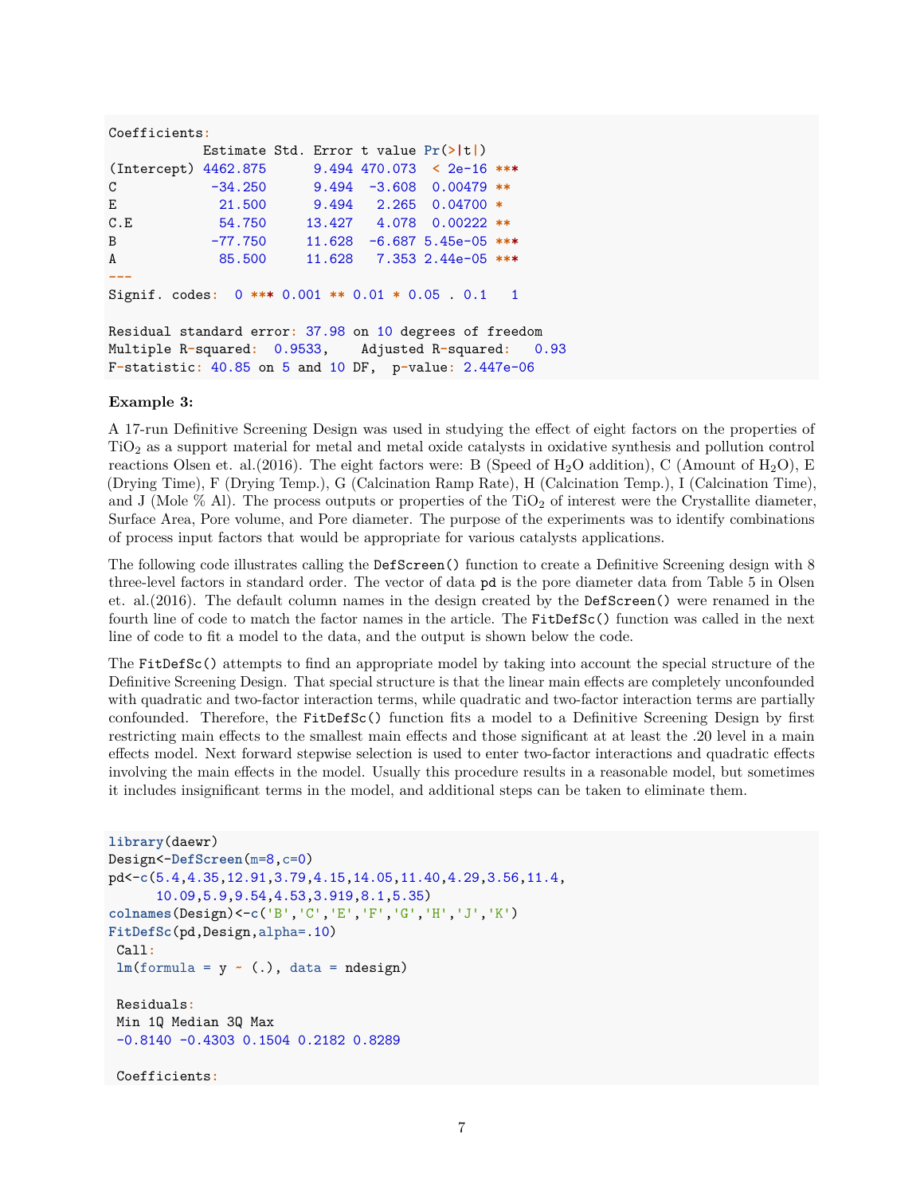```
Coefficients:
            Estimate Std. Error t value Pr(>|t|)
(Intercept) 4462.875      9.494 470.073  < 2e-16 ***
C            -34.250      9.494  -3.608  0.00479 **
E             21.500      9.494   2.265  0.04700 *
C.E           54.750     13.427   4.078  0.00222 **
B            -77.750     11.628  -6.687 5.45e-05 ***
A             85.500     11.628   7.353 2.44e-05 ***
---
Signif. codes:  0 *** 0.001 ** 0.01 * 0.05 . 0.1   1

Residual standard error: 37.98 on 10 degrees of freedom
Multiple R-squared:  0.9533,    Adjusted R-squared:   0.93
F-statistic: 40.85 on 5 and 10 DF,  p-value: 2.447e-06
```

**Example 3:**

A 17-run Definitive Screening Design was used in studying the effect of eight factors on the properties of $TiO_2$ as a support material for metal and metal oxide catalysts in oxidative synthesis and pollution control reactions Olsen et. al.(2016). The eight factors were: B (Speed of $H_2O$ addition), C (Amount of $H_2O$), E (Drying Time), F (Drying Temp.), G (Calcination Ramp Rate), H (Calcination Temp.), I (Calcination Time), and J (Mole % Al). The process outputs or properties of the $TiO_2$ of interest were the Crystallite diameter, Surface Area, Pore volume, and Pore diameter. The purpose of the experiments was to identify combinations of process input factors that would be appropriate for various catalysts applications.

The following code illustrates calling the `DefScreen()` function to create a Definitive Screening design with 8 three-level factors in standard order. The vector of data `pd` is the pore diameter data from Table 5 in Olsen et. al.(2016). The default column names in the design created by the `DefScreen()` were renamed in the fourth line of code to match the factor names in the article. The `FitDefSc()` function was called in the next line of code to fit a model to the data, and the output is shown below the code.

The `FitDefSc()` attempts to find an appropriate model by taking into account the special structure of the Definitive Screening Design. That special structure is that the linear main effects are completely unconfounded with quadratic and two-factor interaction terms, while quadratic and two-factor interaction terms are partially confounded. Therefore, the `FitDefSc()` function fits a model to a Definitive Screening Design by first restricting main effects to the smallest main effects and those significant at at least the .20 level in a main effects model. Next forward stepwise selection is used to enter two-factor interactions and quadratic effects involving the main effects in the model. Usually this procedure results in a reasonable model, but sometimes it includes insignificant terms in the model, and additional steps can be taken to eliminate them.

```
library(daewr)
Design<-DefScreen(m=8,c=0)
pd<-c(5.4,4.35,12.91,3.79,4.15,14.05,11.40,4.29,3.56,11.4,
      10.09,5.9,9.54,4.53,3.919,8.1,5.35)
colnames(Design)<-c('B','C','E','F','G','H','J','K')
FitDefSc(pd,Design,alpha=.10)
 Call:
 lm(formula = y ~ (.), data = ndesign)

 Residuals:
 Min 1Q Median 3Q Max
 -0.8140 -0.4303 0.1504 0.2182 0.8289

 Coefficients:
```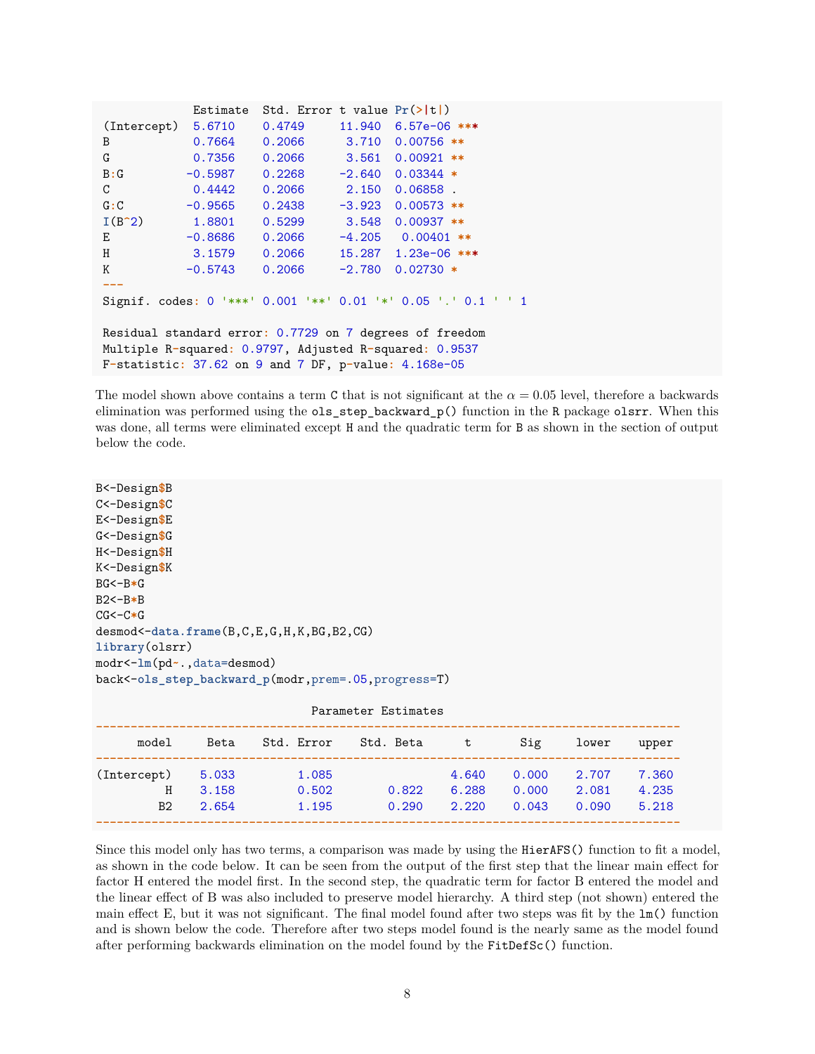```
             Estimate  Std. Error t value Pr(>|t|)
(Intercept)  5.6710    0.4749     11.940  6.57e-06 ***
B            0.7664    0.2066      3.710  0.00756 **
G            0.7356    0.2066      3.561  0.00921 **
B:G         -0.5987    0.2268     -2.640  0.03344 *
C            0.4442    0.2066      2.150  0.06858 .
G:C         -0.9565    0.2438     -3.923  0.00573 **
I(B^2)       1.8801    0.5299      3.548  0.00937 **
E           -0.8686    0.2066     -4.205   0.00401 **
H            3.1579    0.2066     15.287  1.23e-06 ***
K           -0.5743    0.2066     -2.780  0.02730 *
---
Signif. codes: 0 '***' 0.001 '**' 0.01 '*' 0.05 '.' 0.1 ' ' 1

Residual standard error: 0.7729 on 7 degrees of freedom
Multiple R-squared: 0.9797, Adjusted R-squared: 0.9537
F-statistic: 37.62 on 9 and 7 DF, p-value: 4.168e-05
```

The model shown above contains a term `C` that is not significant at the $\alpha = 0.05$ level, therefore a backwards elimination was performed using the `ols_step_backward_p()` function in the `R` package `olsrr`. When this was done, all terms were eliminated except `H` and the quadratic term for `B` as shown in the section of output below the code.

```
B<-Design$B
C<-Design$C
E<-Design$E
G<-Design$G
H<-Design$H
K<-Design$K
BG<-B*G
B2<-B*B
CG<-C*G
desmod<-data.frame(B,C,E,G,H,K,BG,B2,CG)
library(olsrr)
modr<-lm(pd~.,data=desmod)
back<-ols_step_backward_p(modr,prem=.05,progress=T)
```

```
                              Parameter Estimates
----------------------------------------------------------------------------------
      model     Beta    Std. Error    Std. Beta      t       Sig     lower    upper
----------------------------------------------------------------------------------
(Intercept)    5.033         1.085                 4.640    0.000    2.707    7.360
          H    3.158         0.502        0.822    6.288    0.000    2.081    4.235
         B2    2.654         1.195        0.290    2.220    0.043    0.090    5.218
----------------------------------------------------------------------------------
```

Since this model only has two terms, a comparison was made by using the `HierAFS()` function to fit a model, as shown in the code below. It can be seen from the output of the first step that the linear main effect for factor H entered the model first. In the second step, the quadratic term for factor B entered the model and the linear effect of B was also included to preserve model hierarchy. A third step (not shown) entered the main effect E, but it was not significant. The final model found after two steps was fit by the `lm()` function and is shown below the code. Therefore after two steps model found is the nearly same as the model found after performing backwards elimination on the model found by the `FitDefSc()` function.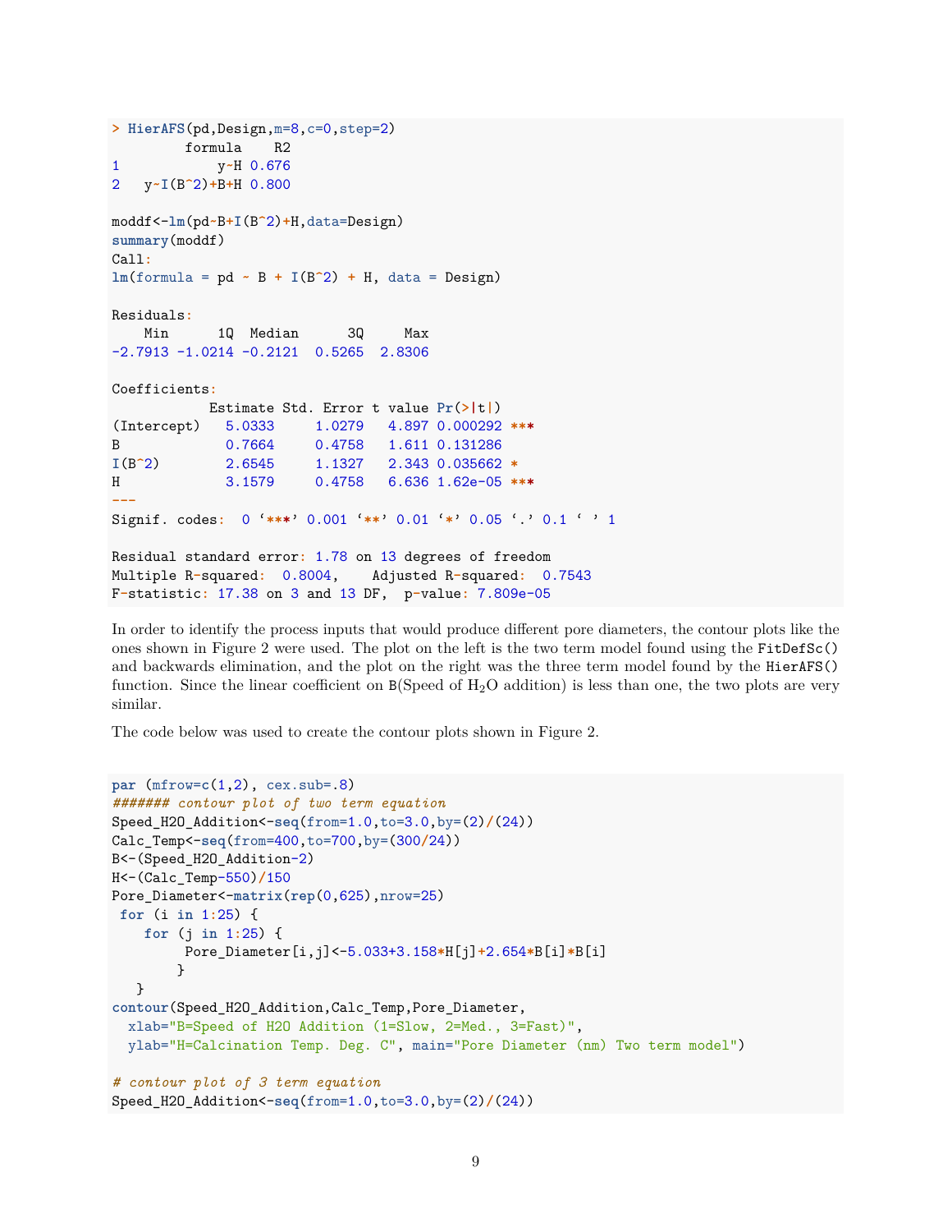```
> HierAFS(pd,Design,m=8,c=0,step=2)
        formula    R2
1            y~H 0.676
2   y~I(B^2)+B+H 0.800

moddf<-lm(pd~B+I(B^2)+H,data=Design)
summary(moddf)
Call:
lm(formula = pd ~ B + I(B^2) + H, data = Design)

Residuals:
    Min      1Q  Median      3Q     Max 
-2.7913 -1.0214 -0.2121  0.5265  2.8306 

Coefficients:
            Estimate Std. Error t value Pr(>|t|)    
(Intercept)   5.0333     1.0279   4.897 0.000292 ***
B             0.7664     0.4758   1.611 0.131286    
I(B^2)        2.6545     1.1327   2.343 0.035662 *  
H             3.1579     0.4758   6.636 1.62e-05 ***
---
Signif. codes:  0 ‘***’ 0.001 ‘**’ 0.01 ‘*’ 0.05 ‘.’ 0.1 ‘ ’ 1

Residual standard error: 1.78 on 13 degrees of freedom
Multiple R-squared:  0.8004,    Adjusted R-squared:  0.7543 
F-statistic: 17.38 on 3 and 13 DF,  p-value: 7.809e-05
```

In order to identify the process inputs that would produce different pore diameters, the contour plots like the ones shown in Figure 2 were used. The plot on the left is the two term model found using the `FitDefSc()` and backwards elimination, and the plot on the right was the three term model found by the `HierAFS()` function. Since the linear coefficient on `B`(Speed of $H_2O$ addition) is less than one, the two plots are very similar.

The code below was used to create the contour plots shown in Figure 2.

```
par (mfrow=c(1,2), cex.sub=.8)
####### contour plot of two term equation
Speed_H2O_Addition<-seq(from=1.0,to=3.0,by=(2)/(24))
Calc_Temp<-seq(from=400,to=700,by=(300/24))
B<-(Speed_H2O_Addition-2)
H<-(Calc_Temp-550)/150
Pore_Diameter<-matrix(rep(0,625),nrow=25)
 for (i in 1:25) {
    for (j in 1:25) {
        Pore_Diameter[i,j]<-5.033+3.158*H[j]+2.654*B[i]*B[i]
       }
   }
contour(Speed_H2O_Addition,Calc_Temp,Pore_Diameter,
  xlab="B=Speed of H2O Addition (1=Slow, 2=Med., 3=Fast)",
  ylab="H=Calcination Temp. Deg. C", main="Pore Diameter (nm) Two term model")

# contour plot of 3 term equation
Speed_H2O_Addition<-seq(from=1.0,to=3.0,by=(2)/(24))
```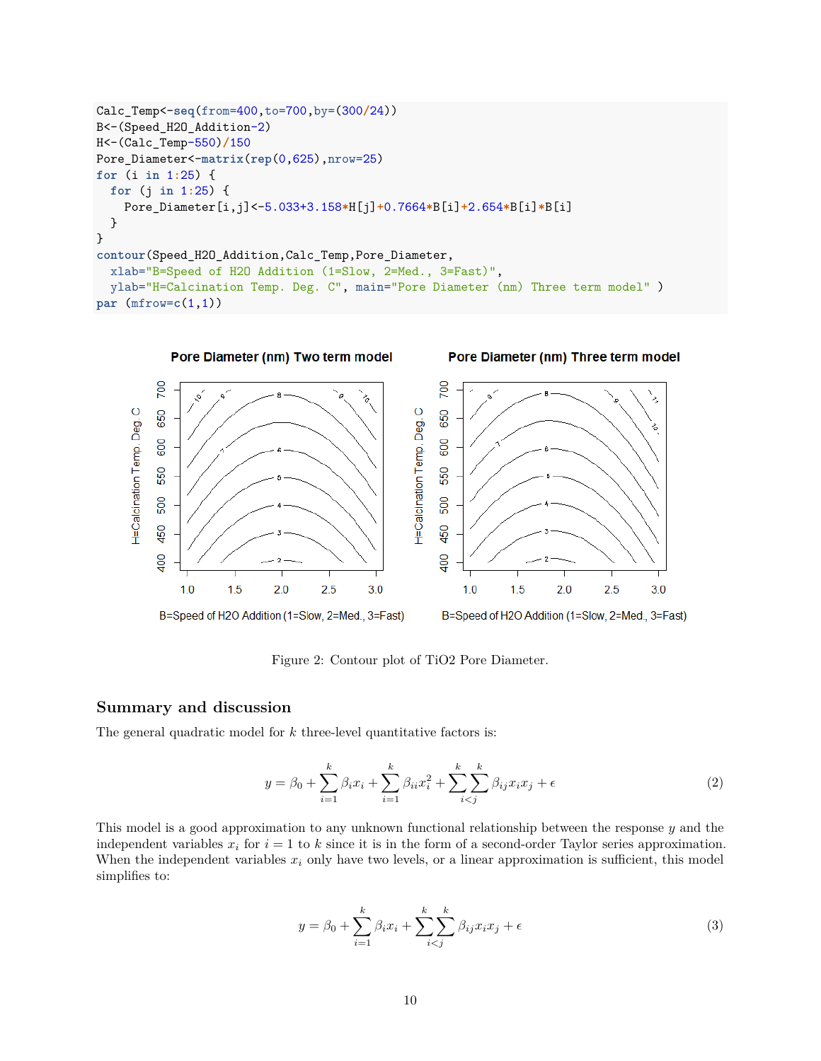```
Calc_Temp<-seq(from=400,to=700,by=(300/24))
B<-(Speed_H2O_Addition-2)
H<-(Calc_Temp-550)/150
Pore_Diameter<-matrix(rep(0,625),nrow=25)
for (i in 1:25) {
  for (j in 1:25) {
    Pore_Diameter[i,j]<-5.033+3.158*H[j]+0.7664*B[i]+2.654*B[i]*B[i]
  }
}
contour(Speed_H2O_Addition,Calc_Temp,Pore_Diameter,
  xlab="B=Speed of H2O Addition (1=Slow, 2=Med., 3=Fast)",
  ylab="H=Calcination Temp. Deg. C", main="Pore Diameter (nm) Three term model" )
par (mfrow=c(1,1))
```

Figure 2: Contour plot of TiO2 Pore Diameter.

## Summary and discussion

The general quadratic model for $k$ three-level quantitative factors is:

$$y = \beta_0 + \sum_{i=1}^{k} \beta_i x_i + \sum_{i=1}^{k} \beta_{ii} x_i^2 + \sum_{i<j}^{k} \sum^{k} \beta_{ij} x_i x_j + \epsilon \tag{2}$$

This model is a good approximation to any unknown functional relationship between the response $y$ and the independent variables $x_i$ for $i = 1$ to $k$ since it is in the form of a second-order Taylor series approximation. When the independent variables $x_i$ only have two levels, or a linear approximation is sufficient, this model simplifies to:

$$y = \beta_0 + \sum_{i=1}^{k} \beta_i x_i + \sum_{i<j}^{k} \sum^{k} \beta_{ij} x_i x_j + \epsilon \tag{3}$$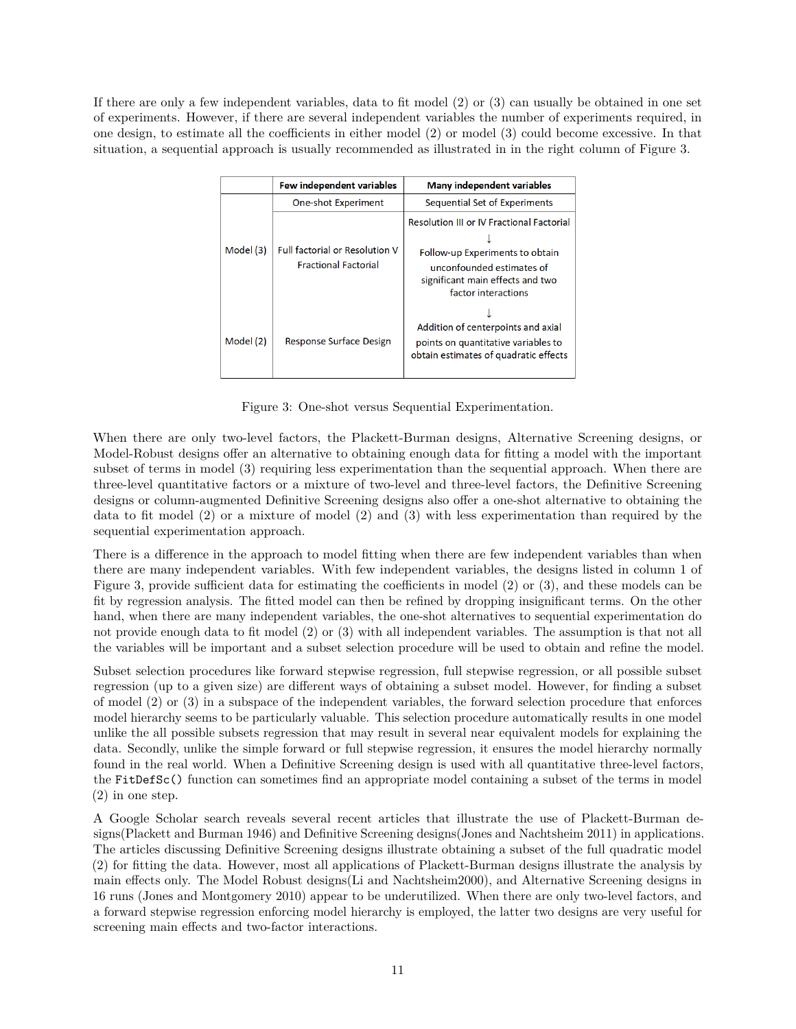If there are only a few independent variables, data to fit model (2) or (3) can usually be obtained in one set of experiments. However, if there are several independent variables the number of experiments required, in one design, to estimate all the coefficients in either model (2) or model (3) could become excessive. In that situation, a sequential approach is usually recommended as illustrated in in the right column of Figure 3.

| | Few independent variables | Many independent variables |
|---|---|---|
| | One-shot Experiment | Sequential Set of Experiments |
| Model (3) | Full factorial or Resolution V Fractional Factorial | Resolution III or IV Fractional Factorial ↓ Follow-up Experiments to obtain unconfounded estimates of significant main effects and two factor interactions ↓ |
| Model (2) | Response Surface Design | Addition of centerpoints and axial points on quantitative variables to obtain estimates of quadratic effects |

Figure 3: One-shot versus Sequential Experimentation.

When there are only two-level factors, the Plackett-Burman designs, Alternative Screening designs, or Model-Robust designs offer an alternative to obtaining enough data for fitting a model with the important subset of terms in model (3) requiring less experimentation than the sequential approach. When there are three-level quantitative factors or a mixture of two-level and three-level factors, the Definitive Screening designs or column-augmented Definitive Screening designs also offer a one-shot alternative to obtaining the data to fit model (2) or a mixture of model (2) and (3) with less experimentation than required by the sequential experimentation approach.

There is a difference in the approach to model fitting when there are few independent variables than when there are many independent variables. With few independent variables, the designs listed in column 1 of Figure 3, provide sufficient data for estimating the coefficients in model (2) or (3), and these models can be fit by regression analysis. The fitted model can then be refined by dropping insignificant terms. On the other hand, when there are many independent variables, the one-shot alternatives to sequential experimentation do not provide enough data to fit model (2) or (3) with all independent variables. The assumption is that not all the variables will be important and a subset selection procedure will be used to obtain and refine the model.

Subset selection procedures like forward stepwise regression, full stepwise regression, or all possible subset regression (up to a given size) are different ways of obtaining a subset model. However, for finding a subset of model (2) or (3) in a subspace of the independent variables, the forward selection procedure that enforces model hierarchy seems to be particularly valuable. This selection procedure automatically results in one model unlike the all possible subsets regression that may result in several near equivalent models for explaining the data. Secondly, unlike the simple forward or full stepwise regression, it ensures the model hierarchy normally found in the real world. When a Definitive Screening design is used with all quantitative three-level factors, the `FitDefSc()` function can sometimes find an appropriate model containing a subset of the terms in model (2) in one step.

A Google Scholar search reveals several recent articles that illustrate the use of Plackett-Burman designs(Plackett and Burman 1946) and Definitive Screening designs(Jones and Nachtsheim 2011) in applications. The articles discussing Definitive Screening designs illustrate obtaining a subset of the full quadratic model (2) for fitting the data. However, most all applications of Plackett-Burman designs illustrate the analysis by main effects only. The Model Robust designs(Li and Nachtsheim2000), and Alternative Screening designs in 16 runs (Jones and Montgomery 2010) appear to be underutilized. When there are only two-level factors, and a forward stepwise regression enforcing model hierarchy is employed, the latter two designs are very useful for screening main effects and two-factor interactions.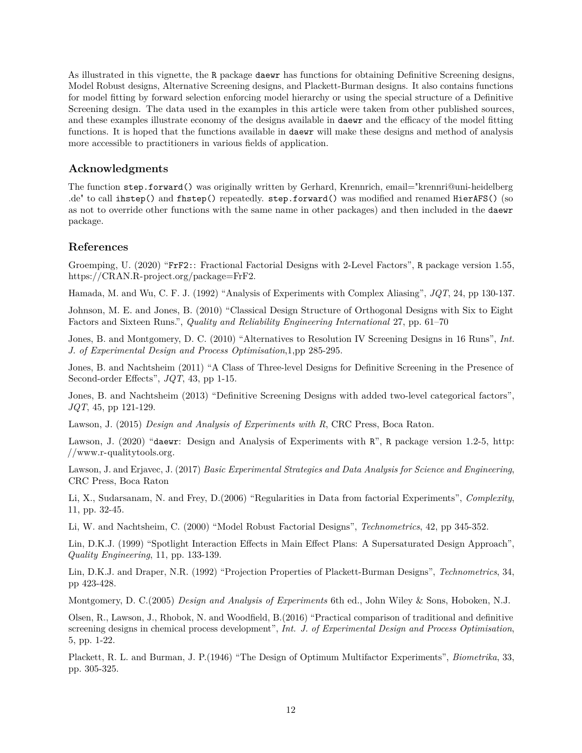As illustrated in this vignette, the `R` package `daewr` has functions for obtaining Definitive Screening designs, Model Robust designs, Alternative Screening designs, and Plackett-Burman designs. It also contains functions for model fitting by forward selection enforcing model hierarchy or using the special structure of a Definitive Screening design. The data used in the examples in this article were taken from other published sources, and these examples illustrate economy of the designs available in `daewr` and the efficacy of the model fitting functions. It is hoped that the functions available in `daewr` will make these designs and method of analysis more accessible to practitioners in various fields of application.

## Acknowledgments

The function `step.forward()` was originally written by Gerhard, Krennrich, email="krennri@uni-heidelberg .de" to call `ihstep()` and `fhstep()` repeatedly. `step.forward()` was modified and renamed `HierAFS()` (so as not to override other functions with the same name in other packages) and then included in the `daewr` package.

## References

Groemping, U. (2020) "`FrF2`:: Fractional Factorial Designs with 2-Level Factors", `R` package version 1.55, https://CRAN.R-project.org/package=FrF2.

Hamada, M. and Wu, C. F. J. (1992) "Analysis of Experiments with Complex Aliasing", *JQT*, 24, pp 130-137.

Johnson, M. E. and Jones, B. (2010) "Classical Design Structure of Orthogonal Designs with Six to Eight Factors and Sixteen Runs.", *Quality and Reliability Engineering International* 27, pp. 61–70

Jones, B. and Montgomery, D. C. (2010) "Alternatives to Resolution IV Screening Designs in 16 Runs", *Int. J. of Experimental Design and Process Optimisation*,1,pp 285-295.

Jones, B. and Nachtsheim (2011) "A Class of Three-level Designs for Definitive Screening in the Presence of Second-order Effects", *JQT*, 43, pp 1-15.

Jones, B. and Nachtsheim (2013) "Definitive Screening Designs with added two-level categorical factors", *JQT*, 45, pp 121-129.

Lawson, J. (2015) *Design and Analysis of Experiments with R*, CRC Press, Boca Raton.

Lawson, J. (2020) "`daewr`: Design and Analysis of Experiments with `R`", `R` package version 1.2-5, http://www.r-qualitytools.org.

Lawson, J. and Erjavec, J. (2017) *Basic Experimental Strategies and Data Analysis for Science and Engineering*, CRC Press, Boca Raton

Li, X., Sudarsanam, N. and Frey, D.(2006) "Regularities in Data from factorial Experiments", *Complexity*, 11, pp. 32-45.

Li, W. and Nachtsheim, C. (2000) "Model Robust Factorial Designs", *Technometrics*, 42, pp 345-352.

Lin, D.K.J. (1999) "Spotlight Interaction Effects in Main Effect Plans: A Supersaturated Design Approach", *Quality Engineering*, 11, pp. 133-139.

Lin, D.K.J. and Draper, N.R. (1992) "Projection Properties of Plackett-Burman Designs", *Technometrics*, 34, pp 423-428.

Montgomery, D. C.(2005) *Design and Analysis of Experiments* 6th ed., John Wiley & Sons, Hoboken, N.J.

Olsen, R., Lawson, J., Rhobok, N. and Woodfield, B.(2016) "Practical comparison of traditional and definitive screening designs in chemical process development", *Int. J. of Experimental Design and Process Optimisation*, 5, pp. 1-22.

Plackett, R. L. and Burman, J. P.(1946) "The Design of Optimum Multifactor Experiments", *Biometrika*, 33, pp. 305-325.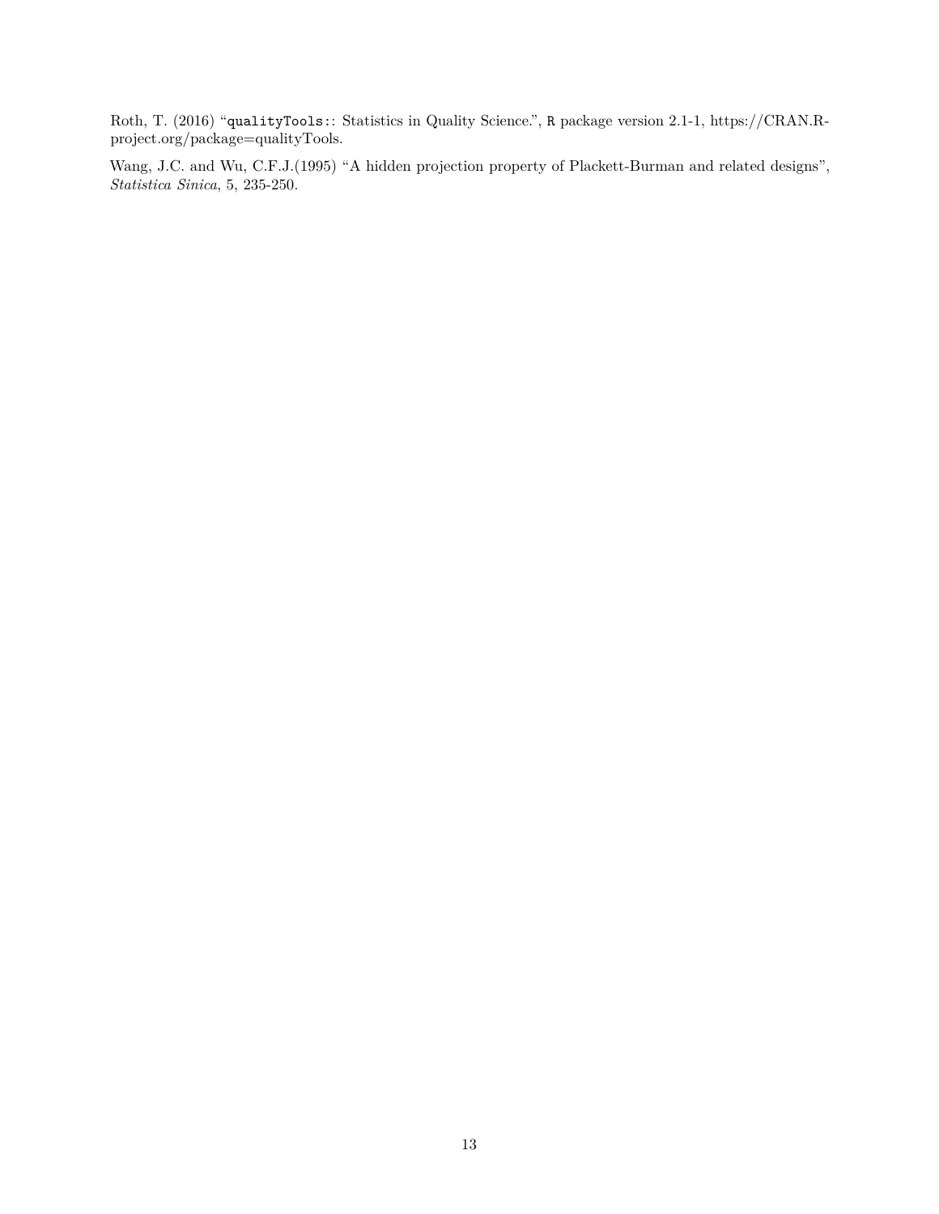Roth, T. (2016) "`qualityTools`:: Statistics in Quality Science.", `R` package version 2.1-1, https://CRAN.R-project.org/package=qualityTools.

Wang, J.C. and Wu, C.F.J.(1995) "A hidden projection property of Plackett-Burman and related designs", *Statistica Sinica*, 5, 235-250.